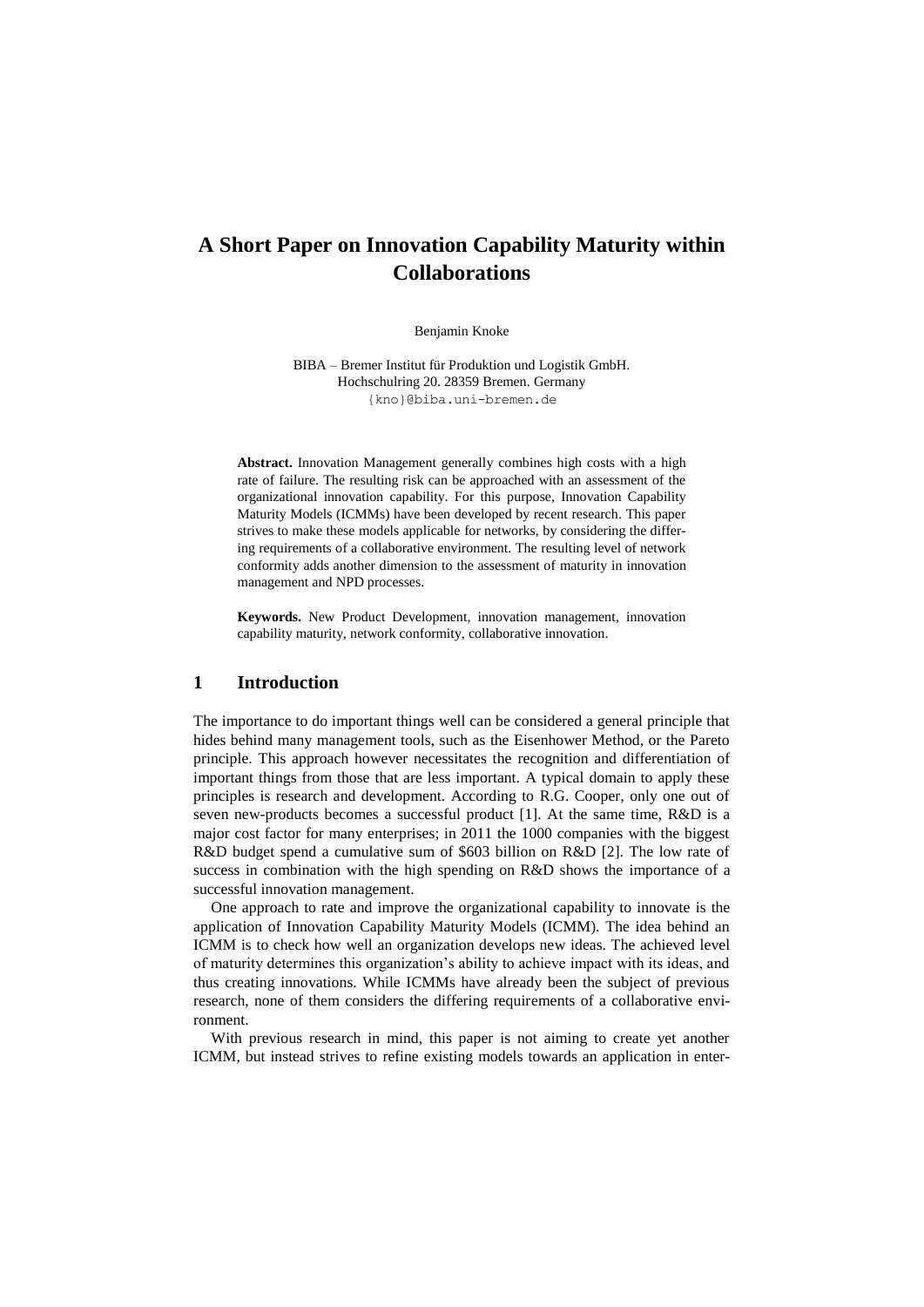# A Short Paper on Innovation Capability Maturity within Collaborations

Benjamin Knoke

BIBA – Bremer Institut für Produktion und Logistik GmbH.
Hochschulring 20. 28359 Bremen. Germany
{kno}@biba.uni-bremen.de

**Abstract.** Innovation Management generally combines high costs with a high rate of failure. The resulting risk can be approached with an assessment of the organizational innovation capability. For this purpose, Innovation Capability Maturity Models (ICMMs) have been developed by recent research. This paper strives to make these models applicable for networks, by considering the differing requirements of a collaborative environment. The resulting level of network conformity adds another dimension to the assessment of maturity in innovation management and NPD processes.

**Keywords.** New Product Development, innovation management, innovation capability maturity, network conformity, collaborative innovation.

## 1 Introduction

The importance to do important things well can be considered a general principle that hides behind many management tools, such as the Eisenhower Method, or the Pareto principle. This approach however necessitates the recognition and differentiation of important things from those that are less important. A typical domain to apply these principles is research and development. According to R.G. Cooper, only one out of seven new-products becomes a successful product [1]. At the same time, R&D is a major cost factor for many enterprises; in 2011 the 1000 companies with the biggest R&D budget spend a cumulative sum of $603 billion on R&D [2]. The low rate of success in combination with the high spending on R&D shows the importance of a successful innovation management.

One approach to rate and improve the organizational capability to innovate is the application of Innovation Capability Maturity Models (ICMM). The idea behind an ICMM is to check how well an organization develops new ideas. The achieved level of maturity determines this organization's ability to achieve impact with its ideas, and thus creating innovations. While ICMMs have already been the subject of previous research, none of them considers the differing requirements of a collaborative environment.

With previous research in mind, this paper is not aiming to create yet another ICMM, but instead strives to refine existing models towards an application in enter-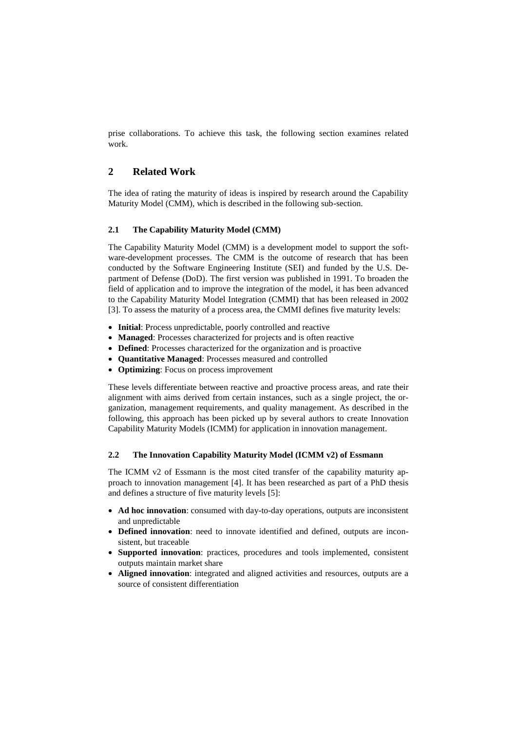prise collaborations. To achieve this task, the following section examines related work.

## 2 Related Work

The idea of rating the maturity of ideas is inspired by research around the Capability Maturity Model (CMM), which is described in the following sub-section.

### 2.1 The Capability Maturity Model (CMM)

The Capability Maturity Model (CMM) is a development model to support the software-development processes. The CMM is the outcome of research that has been conducted by the Software Engineering Institute (SEI) and funded by the U.S. Department of Defense (DoD). The first version was published in 1991. To broaden the field of application and to improve the integration of the model, it has been advanced to the Capability Maturity Model Integration (CMMI) that has been released in 2002 [3]. To assess the maturity of a process area, the CMMI defines five maturity levels:

- **Initial**: Process unpredictable, poorly controlled and reactive
- **Managed**: Processes characterized for projects and is often reactive
- **Defined**: Processes characterized for the organization and is proactive
- **Quantitative Managed**: Processes measured and controlled
- **Optimizing**: Focus on process improvement

These levels differentiate between reactive and proactive process areas, and rate their alignment with aims derived from certain instances, such as a single project, the organization, management requirements, and quality management. As described in the following, this approach has been picked up by several authors to create Innovation Capability Maturity Models (ICMM) for application in innovation management.

### 2.2 The Innovation Capability Maturity Model (ICMM v2) of Essmann

The ICMM v2 of Essmann is the most cited transfer of the capability maturity approach to innovation management [4]. It has been researched as part of a PhD thesis and defines a structure of five maturity levels [5]:

- **Ad hoc innovation**: consumed with day-to-day operations, outputs are inconsistent and unpredictable
- **Defined innovation**: need to innovate identified and defined, outputs are inconsistent, but traceable
- **Supported innovation**: practices, procedures and tools implemented, consistent outputs maintain market share
- **Aligned innovation**: integrated and aligned activities and resources, outputs are a source of consistent differentiation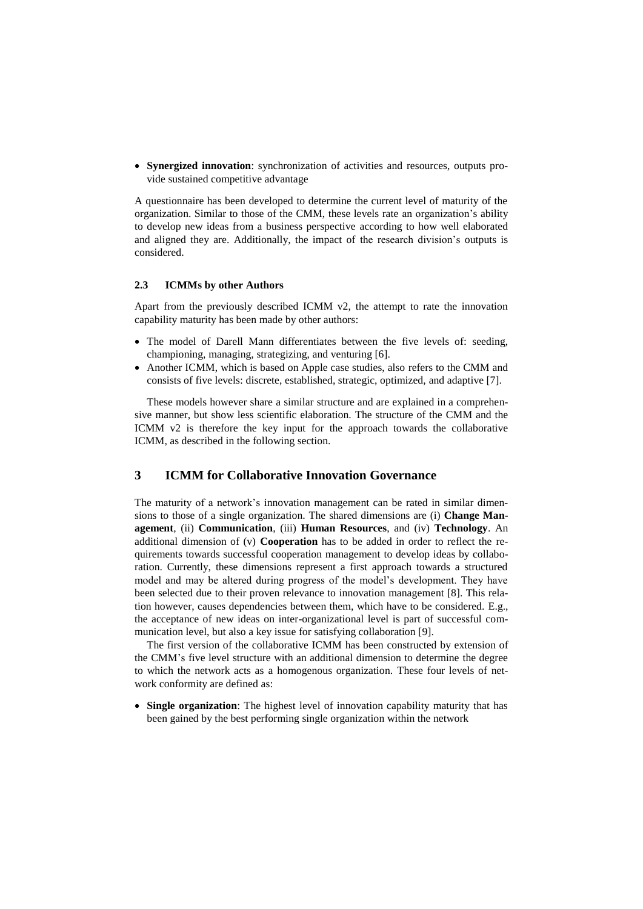- **Synergized innovation**: synchronization of activities and resources, outputs provide sustained competitive advantage

A questionnaire has been developed to determine the current level of maturity of the organization. Similar to those of the CMM, these levels rate an organization's ability to develop new ideas from a business perspective according to how well elaborated and aligned they are. Additionally, the impact of the research division's outputs is considered.

### 2.3 ICMMs by other Authors

Apart from the previously described ICMM v2, the attempt to rate the innovation capability maturity has been made by other authors:

- The model of Darell Mann differentiates between the five levels of: seeding, championing, managing, strategizing, and venturing [6].
- Another ICMM, which is based on Apple case studies, also refers to the CMM and consists of five levels: discrete, established, strategic, optimized, and adaptive [7].

These models however share a similar structure and are explained in a comprehensive manner, but show less scientific elaboration. The structure of the CMM and the ICMM v2 is therefore the key input for the approach towards the collaborative ICMM, as described in the following section.

## 3 ICMM for Collaborative Innovation Governance

The maturity of a network's innovation management can be rated in similar dimensions to those of a single organization. The shared dimensions are (i) **Change Management**, (ii) **Communication**, (iii) **Human Resources**, and (iv) **Technology**. An additional dimension of (v) **Cooperation** has to be added in order to reflect the requirements towards successful cooperation management to develop ideas by collaboration. Currently, these dimensions represent a first approach towards a structured model and may be altered during progress of the model's development. They have been selected due to their proven relevance to innovation management [8]. This relation however, causes dependencies between them, which have to be considered. E.g., the acceptance of new ideas on inter-organizational level is part of successful communication level, but also a key issue for satisfying collaboration [9].

The first version of the collaborative ICMM has been constructed by extension of the CMM's five level structure with an additional dimension to determine the degree to which the network acts as a homogenous organization. These four levels of network conformity are defined as:

- **Single organization**: The highest level of innovation capability maturity that has been gained by the best performing single organization within the network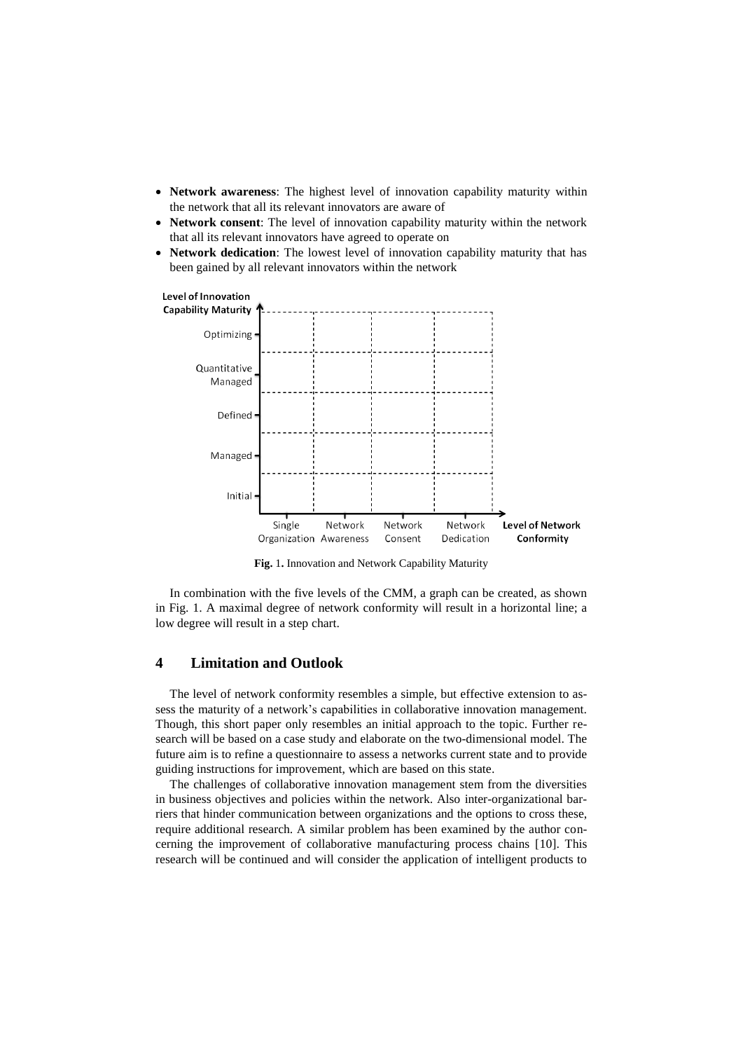- **Network awareness**: The highest level of innovation capability maturity within the network that all its relevant innovators are aware of
- **Network consent**: The level of innovation capability maturity within the network that all its relevant innovators have agreed to operate on
- **Network dedication**: The lowest level of innovation capability maturity that has been gained by all relevant innovators within the network

**Fig. 1.** Innovation and Network Capability Maturity

In combination with the five levels of the CMM, a graph can be created, as shown in Fig. 1. A maximal degree of network conformity will result in a horizontal line; a low degree will result in a step chart.

## 4 Limitation and Outlook

The level of network conformity resembles a simple, but effective extension to assess the maturity of a network's capabilities in collaborative innovation management. Though, this short paper only resembles an initial approach to the topic. Further research will be based on a case study and elaborate on the two-dimensional model. The future aim is to refine a questionnaire to assess a networks current state and to provide guiding instructions for improvement, which are based on this state.

The challenges of collaborative innovation management stem from the diversities in business objectives and policies within the network. Also inter-organizational barriers that hinder communication between organizations and the options to cross these, require additional research. A similar problem has been examined by the author concerning the improvement of collaborative manufacturing process chains [10]. This research will be continued and will consider the application of intelligent products to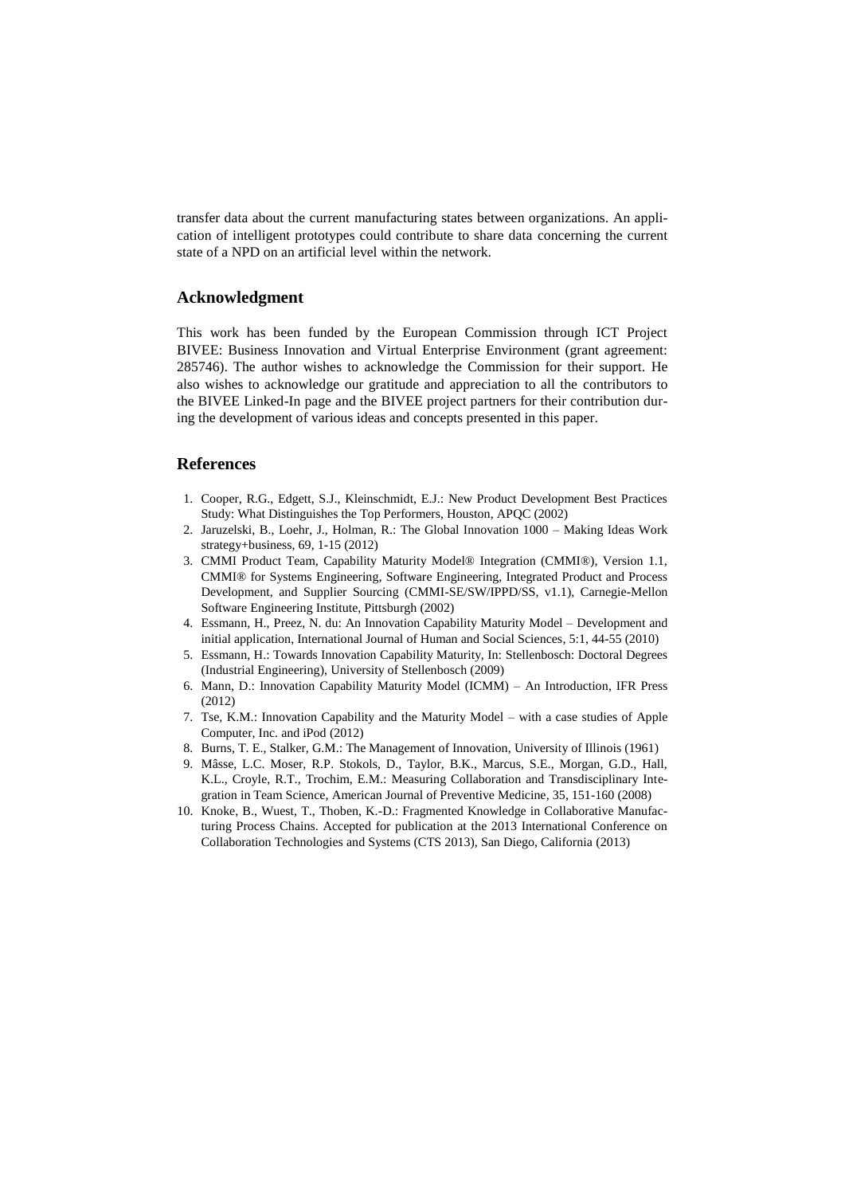transfer data about the current manufacturing states between organizations. An application of intelligent prototypes could contribute to share data concerning the current state of a NPD on an artificial level within the network.

## Acknowledgment

This work has been funded by the European Commission through ICT Project BIVEE: Business Innovation and Virtual Enterprise Environment (grant agreement: 285746). The author wishes to acknowledge the Commission for their support. He also wishes to acknowledge our gratitude and appreciation to all the contributors to the BIVEE Linked-In page and the BIVEE project partners for their contribution during the development of various ideas and concepts presented in this paper.

## References

1. Cooper, R.G., Edgett, S.J., Kleinschmidt, E.J.: New Product Development Best Practices Study: What Distinguishes the Top Performers, Houston, APQC (2002)
2. Jaruzelski, B., Loehr, J., Holman, R.: The Global Innovation 1000 – Making Ideas Work strategy+business, 69, 1-15 (2012)
3. CMMI Product Team, Capability Maturity Model® Integration (CMMI®), Version 1.1, CMMI® for Systems Engineering, Software Engineering, Integrated Product and Process Development, and Supplier Sourcing (CMMI-SE/SW/IPPD/SS, v1.1), Carnegie-Mellon Software Engineering Institute, Pittsburgh (2002)
4. Essmann, H., Preez, N. du: An Innovation Capability Maturity Model – Development and initial application, International Journal of Human and Social Sciences, 5:1, 44-55 (2010)
5. Essmann, H.: Towards Innovation Capability Maturity, In: Stellenbosch: Doctoral Degrees (Industrial Engineering), University of Stellenbosch (2009)
6. Mann, D.: Innovation Capability Maturity Model (ICMM) – An Introduction, IFR Press (2012)
7. Tse, K.M.: Innovation Capability and the Maturity Model – with a case studies of Apple Computer, Inc. and iPod (2012)
8. Burns, T. E., Stalker, G.M.: The Management of Innovation, University of Illinois (1961)
9. Mâsse, L.C. Moser, R.P. Stokols, D., Taylor, B.K., Marcus, S.E., Morgan, G.D., Hall, K.L., Croyle, R.T., Trochim, E.M.: Measuring Collaboration and Transdisciplinary Integration in Team Science, American Journal of Preventive Medicine, 35, 151-160 (2008)
10. Knoke, B., Wuest, T., Thoben, K.-D.: Fragmented Knowledge in Collaborative Manufacturing Process Chains. Accepted for publication at the 2013 International Conference on Collaboration Technologies and Systems (CTS 2013), San Diego, California (2013)